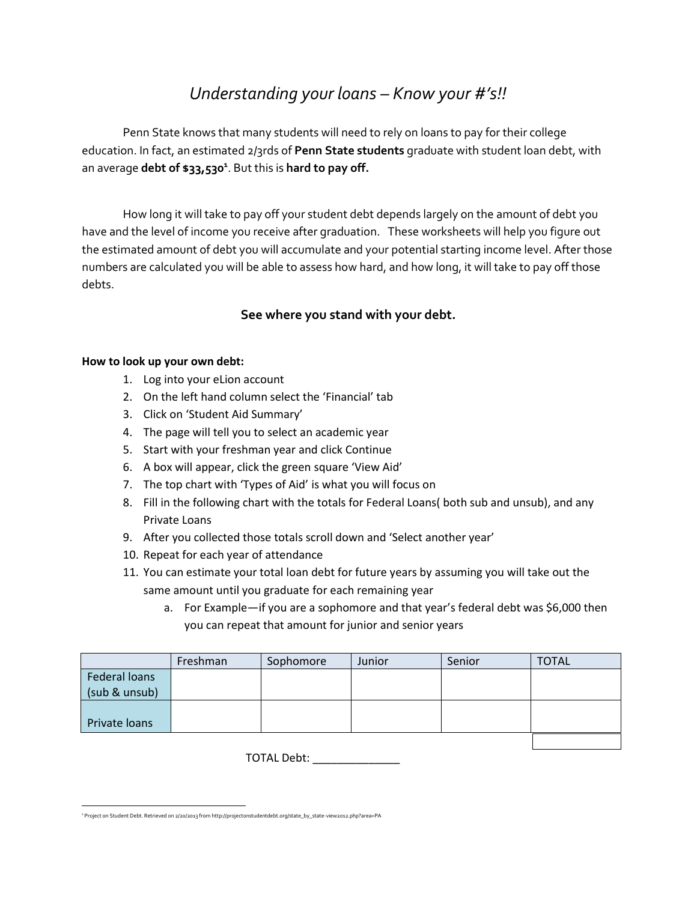# *Understanding your loans – Know your #'s!!*

Penn State knows that many students will need to rely on loans to pay for their college education. In fact, an estimated 2/3rds of **Penn State students** graduate with student loan debt, with an average **debt of $33,530**[1]. But this is **hard to pay off.**

How long it will take to pay off your student debt depends largely on the amount of debt you have and the level of income you receive after graduation. These worksheets will help you figure out the estimated amount of debt you will accumulate and your potential starting income level. After those numbers are calculated you will be able to assess how hard, and how long, it will take to pay off those debts.

## See where you stand with your debt.

**How to look up your own debt:**

1. Log into your eLion account
2. On the left hand column select the 'Financial' tab
3. Click on 'Student Aid Summary'
4. The page will tell you to select an academic year
5. Start with your freshman year and click Continue
6. A box will appear, click the green square 'View Aid'
7. The top chart with 'Types of Aid' is what you will focus on
8. Fill in the following chart with the totals for Federal Loans( both sub and unsub), and any Private Loans
9. After you collected those totals scroll down and 'Select another year'
10. Repeat for each year of attendance
11. You can estimate your total loan debt for future years by assuming you will take out the same amount until you graduate for each remaining year
    a. For Example—if you are a sophomore and that year's federal debt was $6,000 then you can repeat that amount for junior and senior years

| | Freshman | Sophomore | Junior | Senior | TOTAL |
|---|---|---|---|---|---|
| Federal loans (sub & unsub) | | | | | |
| Private loans | | | | | |
| | | | | | |

TOTAL Debt: ______________

[1] Project on Student Debt. Retrieved on 2/20/2013 from http://projectonstudentdebt.org/state_by_state-view2012.php?area=PA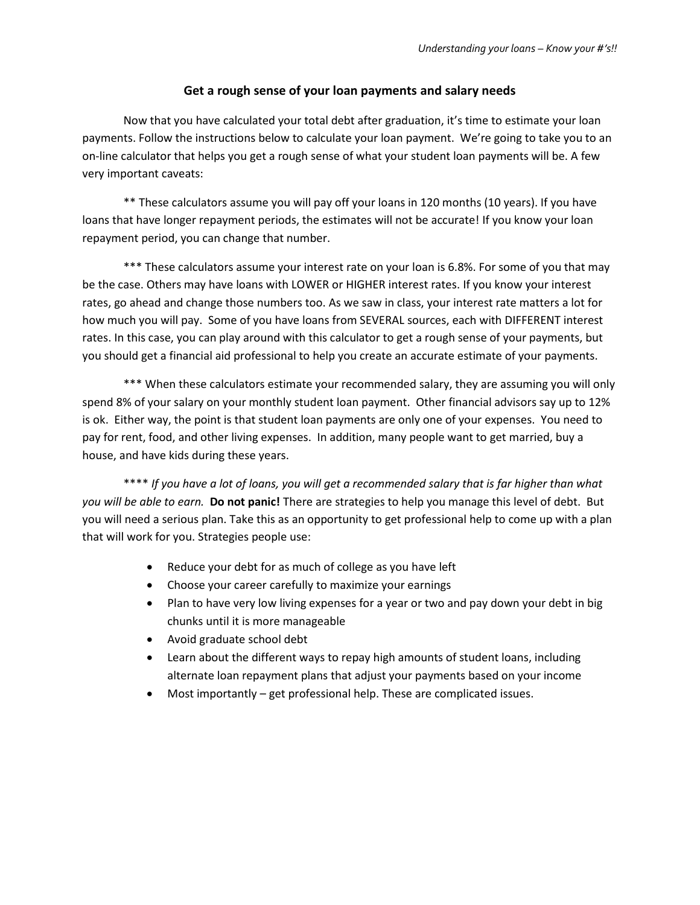## Get a rough sense of your loan payments and salary needs

Now that you have calculated your total debt after graduation, it's time to estimate your loan payments. Follow the instructions below to calculate your loan payment. We're going to take you to an on-line calculator that helps you get a rough sense of what your student loan payments will be. A few very important caveats:

** These calculators assume you will pay off your loans in 120 months (10 years). If you have loans that have longer repayment periods, the estimates will not be accurate! If you know your loan repayment period, you can change that number.

*** These calculators assume your interest rate on your loan is 6.8%. For some of you that may be the case. Others may have loans with LOWER or HIGHER interest rates. If you know your interest rates, go ahead and change those numbers too. As we saw in class, your interest rate matters a lot for how much you will pay. Some of you have loans from SEVERAL sources, each with DIFFERENT interest rates. In this case, you can play around with this calculator to get a rough sense of your payments, but you should get a financial aid professional to help you create an accurate estimate of your payments.

*** When these calculators estimate your recommended salary, they are assuming you will only spend 8% of your salary on your monthly student loan payment. Other financial advisors say up to 12% is ok. Either way, the point is that student loan payments are only one of your expenses. You need to pay for rent, food, and other living expenses. In addition, many people want to get married, buy a house, and have kids during these years.

**** *If you have a lot of loans, you will get a recommended salary that is far higher than what you will be able to earn.* **Do not panic!** There are strategies to help you manage this level of debt. But you will need a serious plan. Take this as an opportunity to get professional help to come up with a plan that will work for you. Strategies people use:

- Reduce your debt for as much of college as you have left
- Choose your career carefully to maximize your earnings
- Plan to have very low living expenses for a year or two and pay down your debt in big chunks until it is more manageable
- Avoid graduate school debt
- Learn about the different ways to repay high amounts of student loans, including alternate loan repayment plans that adjust your payments based on your income
- Most importantly – get professional help. These are complicated issues.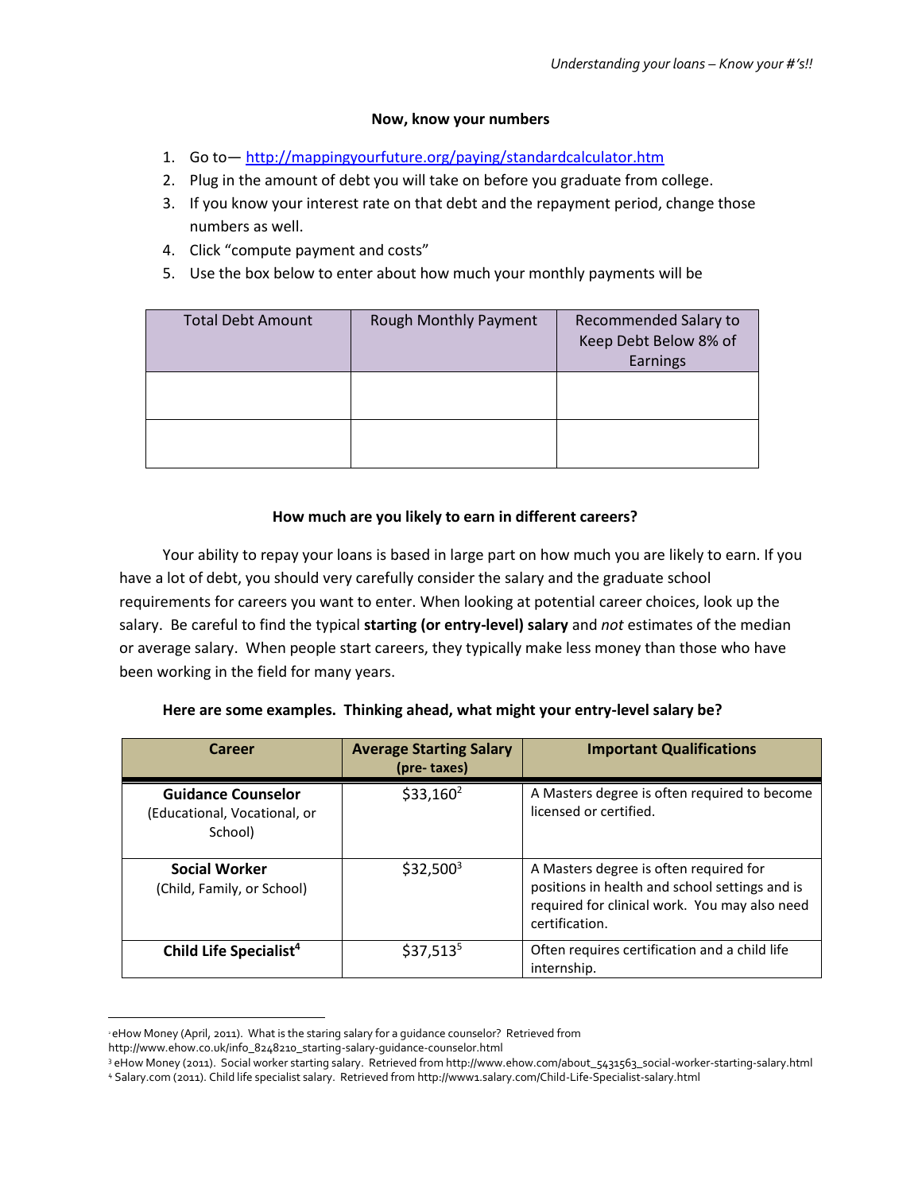### Now, know your numbers

1. Go to— http://mappingyourfuture.org/paying/standardcalculator.htm
2. Plug in the amount of debt you will take on before you graduate from college.
3. If you know your interest rate on that debt and the repayment period, change those numbers as well.
4. Click "compute payment and costs"
5. Use the box below to enter about how much your monthly payments will be

| Total Debt Amount | Rough Monthly Payment | Recommended Salary to Keep Debt Below 8% of Earnings |
| --- | --- | --- |
| | | |
| | | |

### How much are you likely to earn in different careers?

Your ability to repay your loans is based in large part on how much you are likely to earn. If you have a lot of debt, you should very carefully consider the salary and the graduate school requirements for careers you want to enter. When looking at potential career choices, look up the salary. Be careful to find the typical **starting (or entry-level) salary** and *not* estimates of the median or average salary. When people start careers, they typically make less money than those who have been working in the field for many years.

**Here are some examples. Thinking ahead, what might your entry-level salary be?**

| Career | Average Starting Salary (pre- taxes) | Important Qualifications |
| --- | --- | --- |
| **Guidance Counselor** (Educational, Vocational, or School) | $33,160[2] | A Masters degree is often required to become licensed or certified. |
| **Social Worker** (Child, Family, or School) | $32,500[3] | A Masters degree is often required for positions in health and school settings and is required for clinical work. You may also need certification. |
| **Child Life Specialist**[4] | $37,513[5] | Often requires certification and a child life internship. |

[2] eHow Money (April, 2011). What is the staring salary for a guidance counselor? Retrieved from http://www.ehow.co.uk/info_8248210_starting-salary-guidance-counselor.html

[3] eHow Money (2011). Social worker starting salary. Retrieved from http://www.ehow.com/about_5431563_social-worker-starting-salary.html

[4] Salary.com (2011). Child life specialist salary. Retrieved from http://www1.salary.com/Child-Life-Specialist-salary.html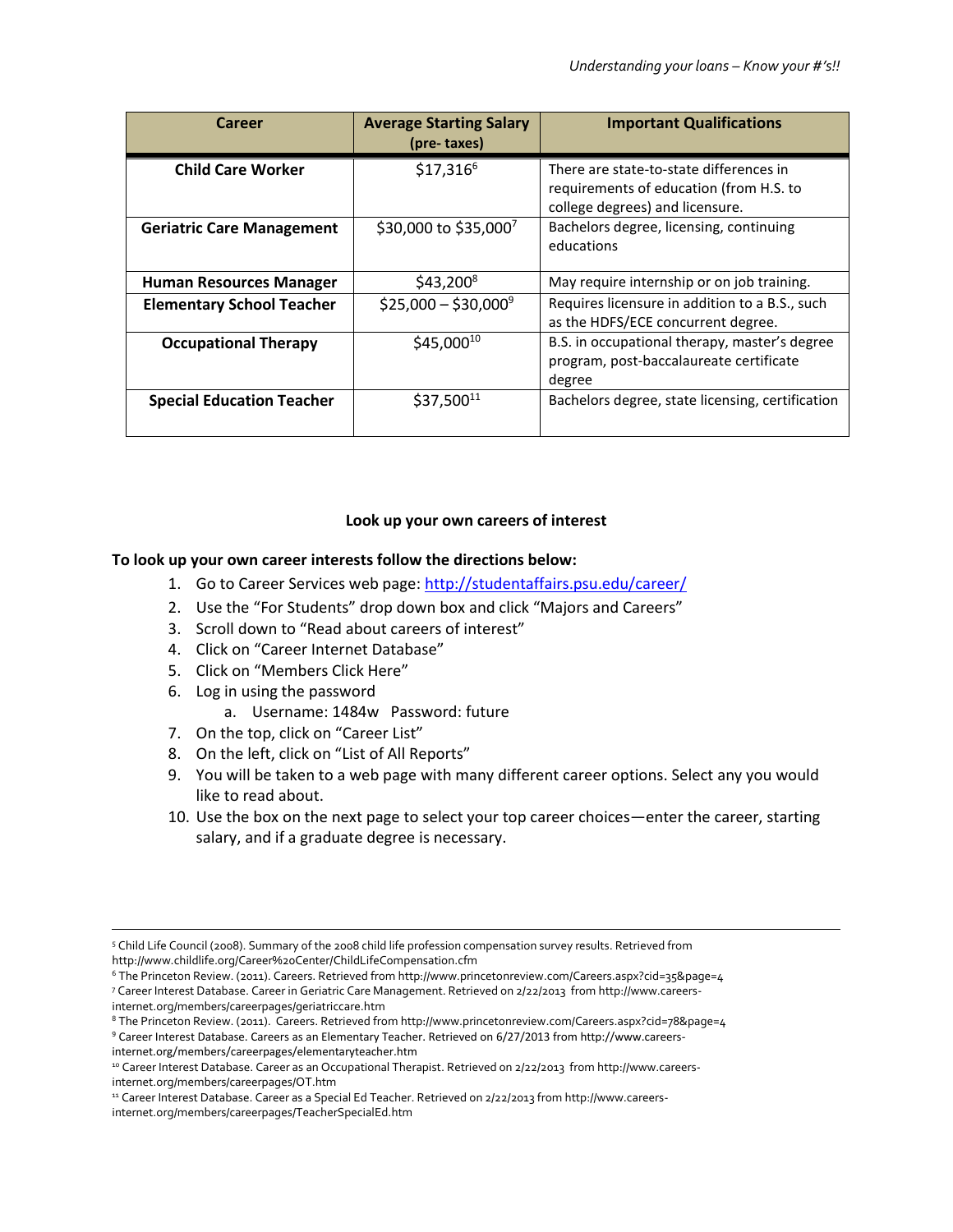| Career | Average Starting Salary (pre- taxes) | Important Qualifications |
|---|---|---|
| **Child Care Worker** | $17,316[6] | There are state-to-state differences in requirements of education (from H.S. to college degrees) and licensure. |
| **Geriatric Care Management** | $30,000 to $35,000[7] | Bachelors degree, licensing, continuing educations |
| **Human Resources Manager** | $43,200[8] | May require internship or on job training. |
| **Elementary School Teacher** | $25,000 – $30,000[9] | Requires licensure in addition to a B.S., such as the HDFS/ECE concurrent degree. |
| **Occupational Therapy** | $45,000[10] | B.S. in occupational therapy, master's degree program, post-baccalaureate certificate degree |
| **Special Education Teacher** | $37,500[11] | Bachelors degree, state licensing, certification |

**Look up your own careers of interest**

**To look up your own career interests follow the directions below:**

1. Go to Career Services web page: http://studentaffairs.psu.edu/career/
2. Use the "For Students" drop down box and click "Majors and Careers"
3. Scroll down to "Read about careers of interest"
4. Click on "Career Internet Database"
5. Click on "Members Click Here"
6. Log in using the password
   a. Username: 1484w Password: future
7. On the top, click on "Career List"
8. On the left, click on "List of All Reports"
9. You will be taken to a web page with many different career options. Select any you would like to read about.
10. Use the box on the next page to select your top career choices—enter the career, starting salary, and if a graduate degree is necessary.

---

[5] Child Life Council (2008). Summary of the 2008 child life profession compensation survey results. Retrieved from http://www.childlife.org/Career%20Center/ChildLifeCompensation.cfm

[6] The Princeton Review. (2011). Careers. Retrieved from http://www.princetonreview.com/Careers.aspx?cid=35&page=4

[7] Career Interest Database. Career in Geriatric Care Management. Retrieved on 2/22/2013 from http://www.careers-internet.org/members/careerpages/geriatriccare.htm

[8] The Princeton Review. (2011). Careers. Retrieved from http://www.princetonreview.com/Careers.aspx?cid=78&page=4

[9] Career Interest Database. Careers as an Elementary Teacher. Retrieved on 6/27/2013 from http://www.careers-internet.org/members/careerpages/elementaryteacher.htm

[10] Career Interest Database. Career as an Occupational Therapist. Retrieved on 2/22/2013 from http://www.careers-internet.org/members/careerpages/OT.htm

[11] Career Interest Database. Career as a Special Ed Teacher. Retrieved on 2/22/2013 from http://www.careers-internet.org/members/careerpages/TeacherSpecialEd.htm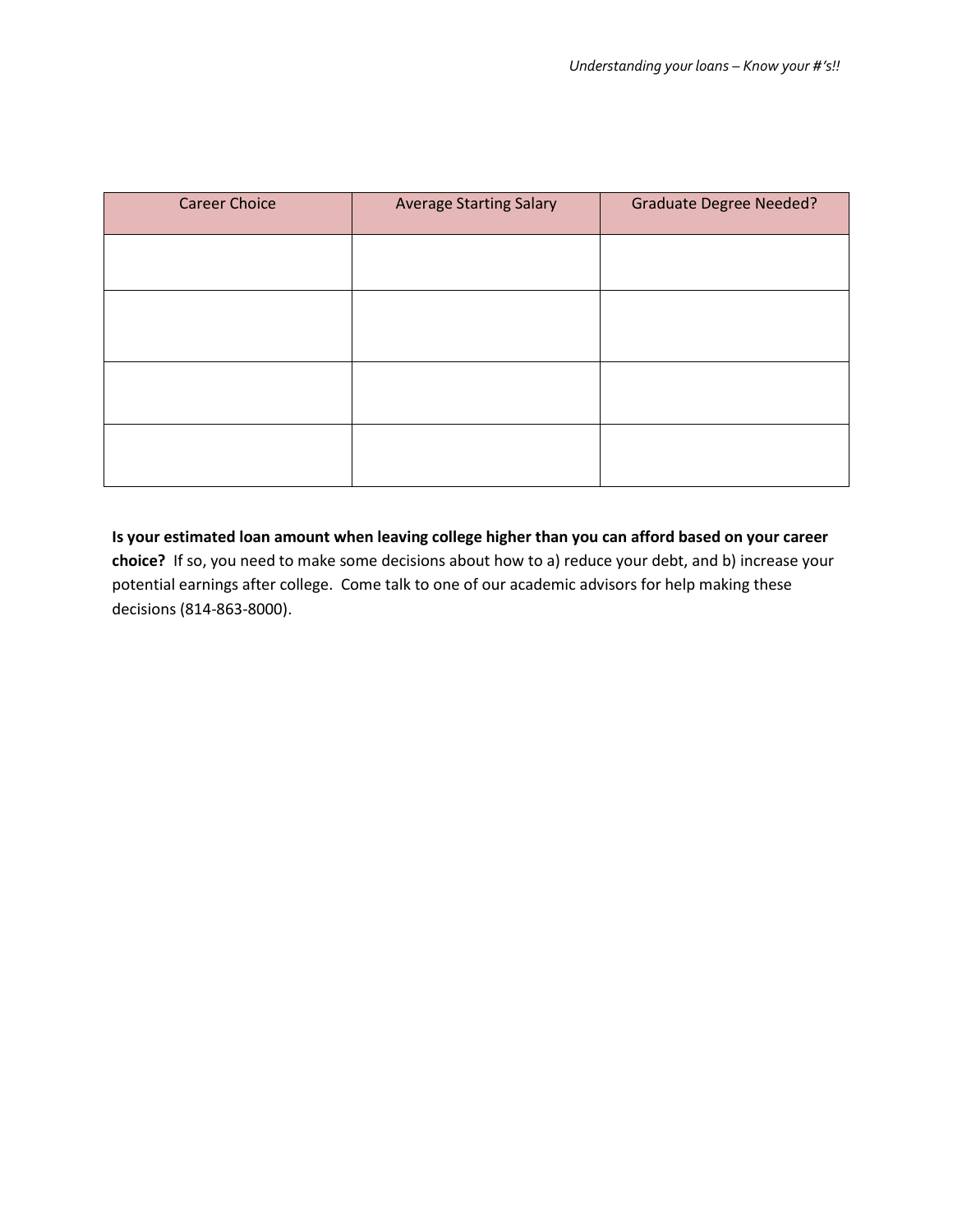| Career Choice | Average Starting Salary | Graduate Degree Needed? |
| --- | --- | --- |
| | | |
| | | |
| | | |
| | | |

**Is your estimated loan amount when leaving college higher than you can afford based on your career choice?** If so, you need to make some decisions about how to a) reduce your debt, and b) increase your potential earnings after college. Come talk to one of our academic advisors for help making these decisions (814-863-8000).